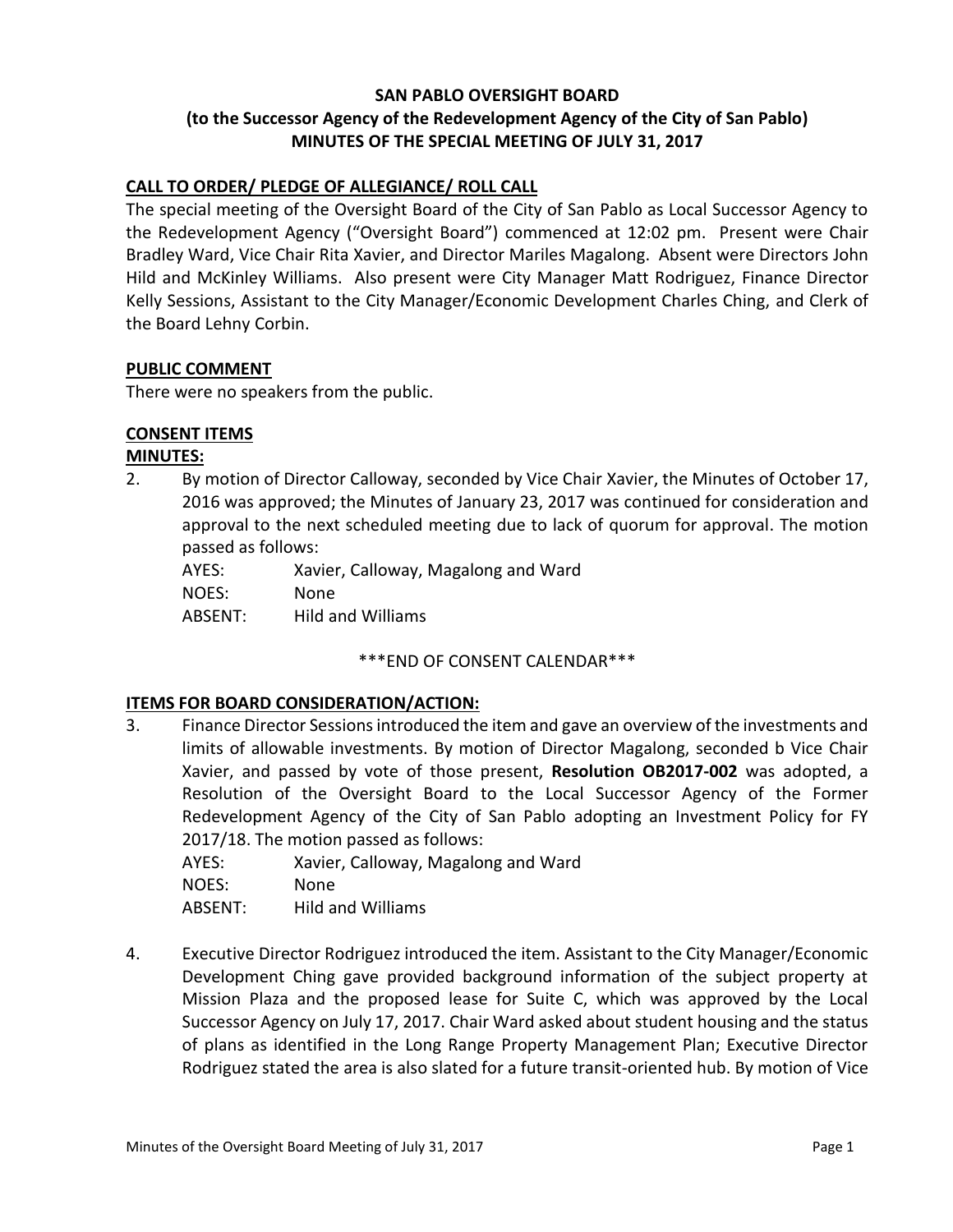# SAN PABLO OVERSIGHT BOARD
## (to the Successor Agency of the Redevelopment Agency of the City of San Pablo)
## MINUTES OF THE SPECIAL MEETING OF JULY 31, 2017

**CALL TO ORDER/ PLEDGE OF ALLEGIANCE/ ROLL CALL**

The special meeting of the Oversight Board of the City of San Pablo as Local Successor Agency to the Redevelopment Agency ("Oversight Board") commenced at 12:02 pm. Present were Chair Bradley Ward, Vice Chair Rita Xavier, and Director Mariles Magalong. Absent were Directors John Hild and McKinley Williams. Also present were City Manager Matt Rodriguez, Finance Director Kelly Sessions, Assistant to the City Manager/Economic Development Charles Ching, and Clerk of the Board Lehny Corbin.

**PUBLIC COMMENT**

There were no speakers from the public.

**CONSENT ITEMS**

**MINUTES:**

2. By motion of Director Calloway, seconded by Vice Chair Xavier, the Minutes of October 17, 2016 was approved; the Minutes of January 23, 2017 was continued for consideration and approval to the next scheduled meeting due to lack of quorum for approval. The motion passed as follows:

   AYES: Xavier, Calloway, Magalong and Ward
   NOES: None
   ABSENT: Hild and Williams

***END OF CONSENT CALENDAR***

**ITEMS FOR BOARD CONSIDERATION/ACTION:**

3. Finance Director Sessions introduced the item and gave an overview of the investments and limits of allowable investments. By motion of Director Magalong, seconded b Vice Chair Xavier, and passed by vote of those present, **Resolution OB2017-002** was adopted, a Resolution of the Oversight Board to the Local Successor Agency of the Former Redevelopment Agency of the City of San Pablo adopting an Investment Policy for FY 2017/18. The motion passed as follows:

   AYES: Xavier, Calloway, Magalong and Ward
   NOES: None
   ABSENT: Hild and Williams

4. Executive Director Rodriguez introduced the item. Assistant to the City Manager/Economic Development Ching gave provided background information of the subject property at Mission Plaza and the proposed lease for Suite C, which was approved by the Local Successor Agency on July 17, 2017. Chair Ward asked about student housing and the status of plans as identified in the Long Range Property Management Plan; Executive Director Rodriguez stated the area is also slated for a future transit-oriented hub. By motion of Vice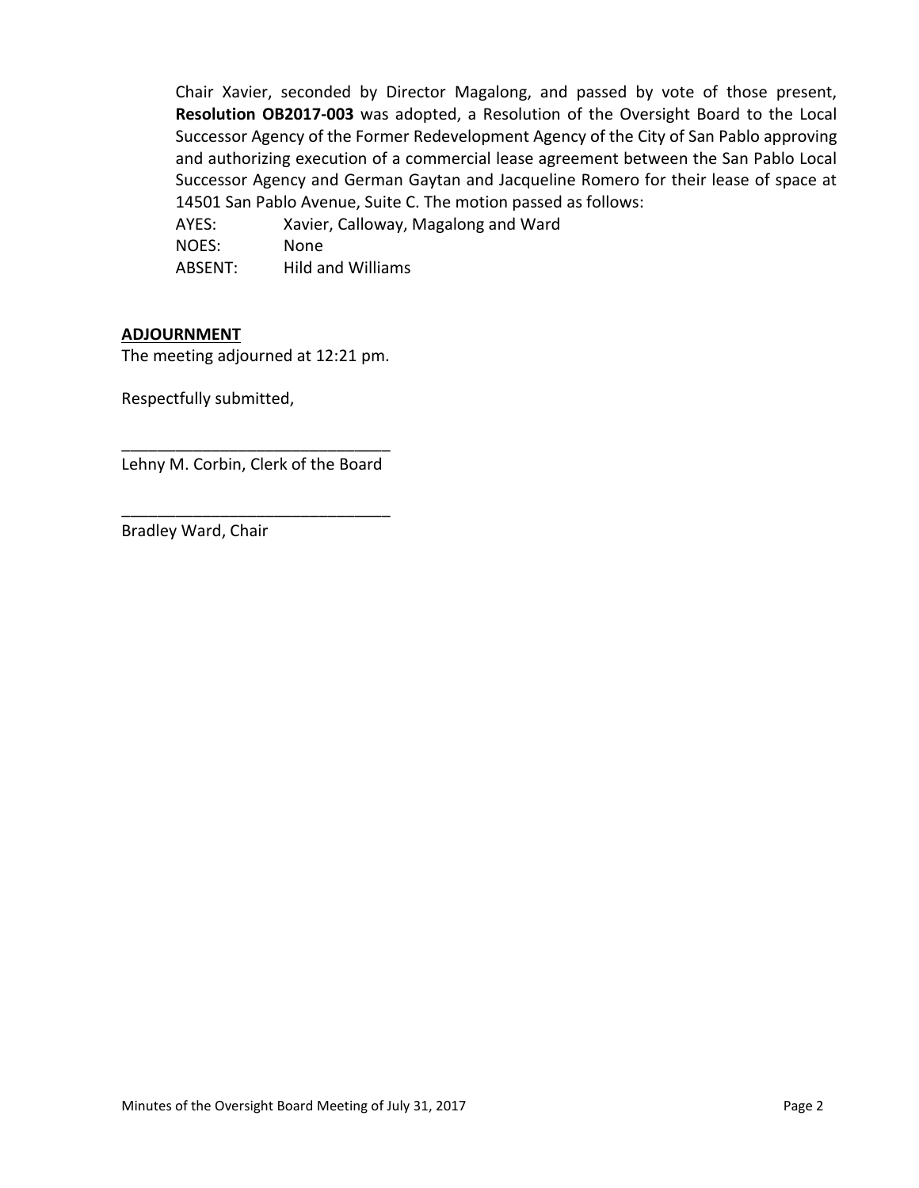Chair Xavier, seconded by Director Magalong, and passed by vote of those present, **Resolution OB2017-003** was adopted, a Resolution of the Oversight Board to the Local Successor Agency of the Former Redevelopment Agency of the City of San Pablo approving and authorizing execution of a commercial lease agreement between the San Pablo Local Successor Agency and German Gaytan and Jacqueline Romero for their lease of space at 14501 San Pablo Avenue, Suite C. The motion passed as follows:

AYES: Xavier, Calloway, Magalong and Ward
NOES: None
ABSENT: Hild and Williams

**ADJOURNMENT**

The meeting adjourned at 12:21 pm.

Respectfully submitted,

______________________________
Lehny M. Corbin, Clerk of the Board

______________________________
Bradley Ward, Chair